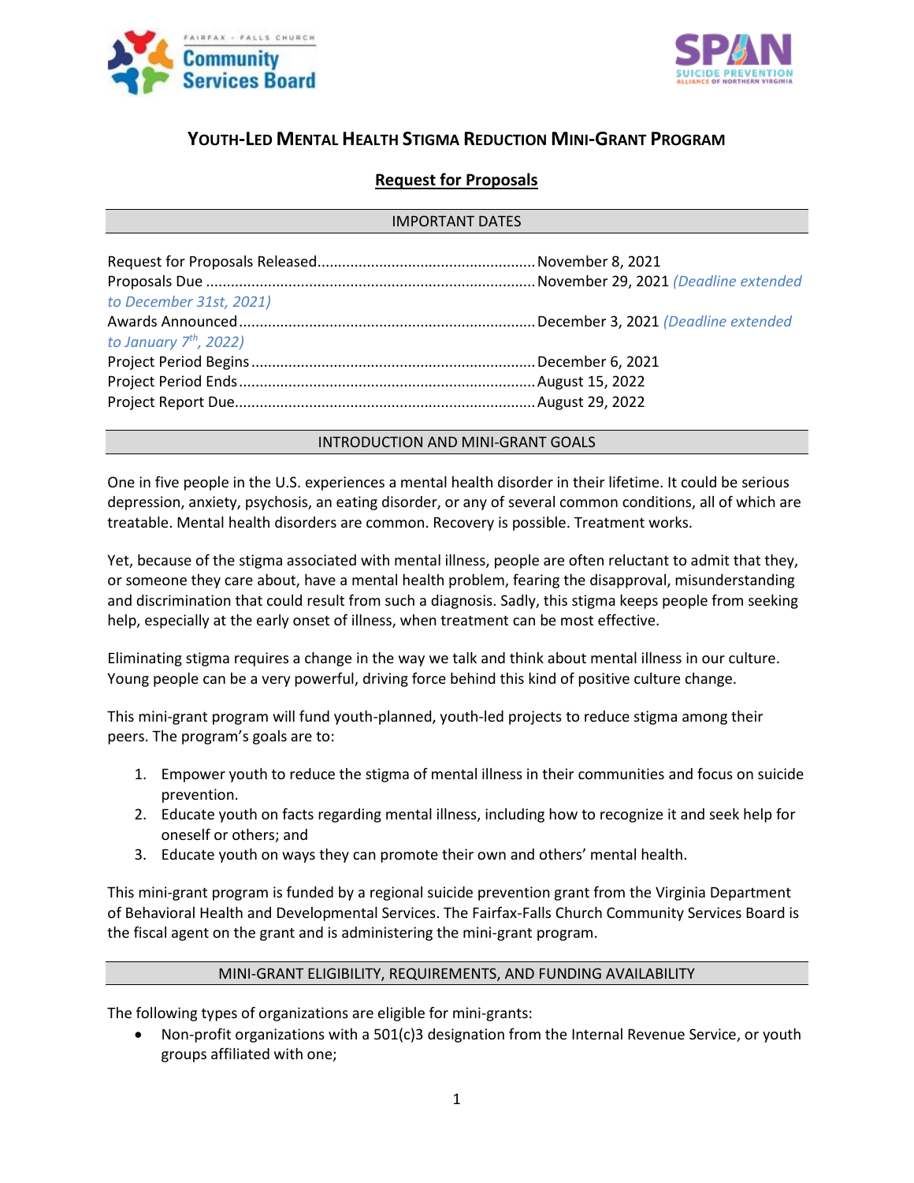# YOUTH-LED MENTAL HEALTH STIGMA REDUCTION MINI-GRANT PROGRAM

## Request for Proposals

### IMPORTANT DATES

Request for Proposals Released....................................................November 8, 2021
Proposals Due ...............................................................................November 29, 2021 *(Deadline extended to December 31st, 2021)*
Awards Announced.......................................................................December 3, 2021 *(Deadline extended to January 7th, 2022)*
Project Period Begins....................................................................December 6, 2021
Project Period Ends.......................................................................August 15, 2022
Project Report Due........................................................................August 29, 2022

### INTRODUCTION AND MINI-GRANT GOALS

One in five people in the U.S. experiences a mental health disorder in their lifetime. It could be serious depression, anxiety, psychosis, an eating disorder, or any of several common conditions, all of which are treatable. Mental health disorders are common. Recovery is possible. Treatment works.

Yet, because of the stigma associated with mental illness, people are often reluctant to admit that they, or someone they care about, have a mental health problem, fearing the disapproval, misunderstanding and discrimination that could result from such a diagnosis. Sadly, this stigma keeps people from seeking help, especially at the early onset of illness, when treatment can be most effective.

Eliminating stigma requires a change in the way we talk and think about mental illness in our culture. Young people can be a very powerful, driving force behind this kind of positive culture change.

This mini-grant program will fund youth-planned, youth-led projects to reduce stigma among their peers. The program's goals are to:

1. Empower youth to reduce the stigma of mental illness in their communities and focus on suicide prevention.
2. Educate youth on facts regarding mental illness, including how to recognize it and seek help for oneself or others; and
3. Educate youth on ways they can promote their own and others' mental health.

This mini-grant program is funded by a regional suicide prevention grant from the Virginia Department of Behavioral Health and Developmental Services. The Fairfax-Falls Church Community Services Board is the fiscal agent on the grant and is administering the mini-grant program.

### MINI-GRANT ELIGIBILITY, REQUIREMENTS, AND FUNDING AVAILABILITY

The following types of organizations are eligible for mini-grants:

- Non-profit organizations with a 501(c)3 designation from the Internal Revenue Service, or youth groups affiliated with one;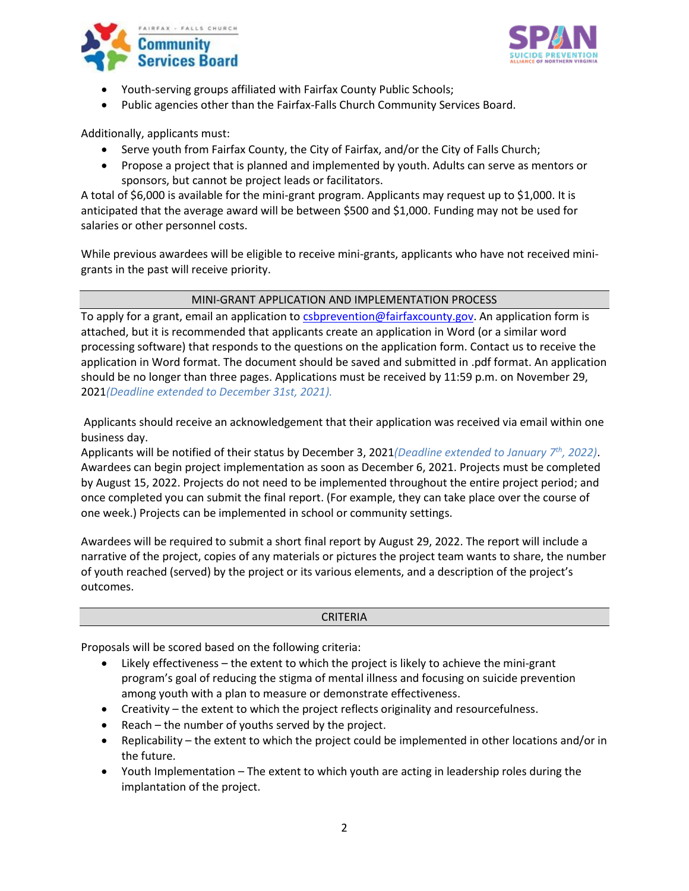- Youth-serving groups affiliated with Fairfax County Public Schools;
- Public agencies other than the Fairfax-Falls Church Community Services Board.

Additionally, applicants must:

- Serve youth from Fairfax County, the City of Fairfax, and/or the City of Falls Church;
- Propose a project that is planned and implemented by youth. Adults can serve as mentors or sponsors, but cannot be project leads or facilitators.

A total of $6,000 is available for the mini-grant program. Applicants may request up to $1,000. It is anticipated that the average award will be between $500 and $1,000. Funding may not be used for salaries or other personnel costs.

While previous awardees will be eligible to receive mini-grants, applicants who have not received mini-grants in the past will receive priority.

## MINI-GRANT APPLICATION AND IMPLEMENTATION PROCESS

To apply for a grant, email an application to csbprevention@fairfaxcounty.gov. An application form is attached, but it is recommended that applicants create an application in Word (or a similar word processing software) that responds to the questions on the application form. Contact us to receive the application in Word format. The document should be saved and submitted in .pdf format. An application should be no longer than three pages. Applications must be received by 11:59 p.m. on November 29, 2021*(Deadline extended to December 31st, 2021).*

Applicants should receive an acknowledgement that their application was received via email within one business day.

Applicants will be notified of their status by December 3, 2021*(Deadline extended to January 7th, 2022)*. Awardees can begin project implementation as soon as December 6, 2021. Projects must be completed by August 15, 2022. Projects do not need to be implemented throughout the entire project period; and once completed you can submit the final report. (For example, they can take place over the course of one week.) Projects can be implemented in school or community settings.

Awardees will be required to submit a short final report by August 29, 2022. The report will include a narrative of the project, copies of any materials or pictures the project team wants to share, the number of youth reached (served) by the project or its various elements, and a description of the project's outcomes.

## CRITERIA

Proposals will be scored based on the following criteria:

- Likely effectiveness – the extent to which the project is likely to achieve the mini-grant program's goal of reducing the stigma of mental illness and focusing on suicide prevention among youth with a plan to measure or demonstrate effectiveness.
- Creativity – the extent to which the project reflects originality and resourcefulness.
- Reach – the number of youths served by the project.
- Replicability – the extent to which the project could be implemented in other locations and/or in the future.
- Youth Implementation – The extent to which youth are acting in leadership roles during the implantation of the project.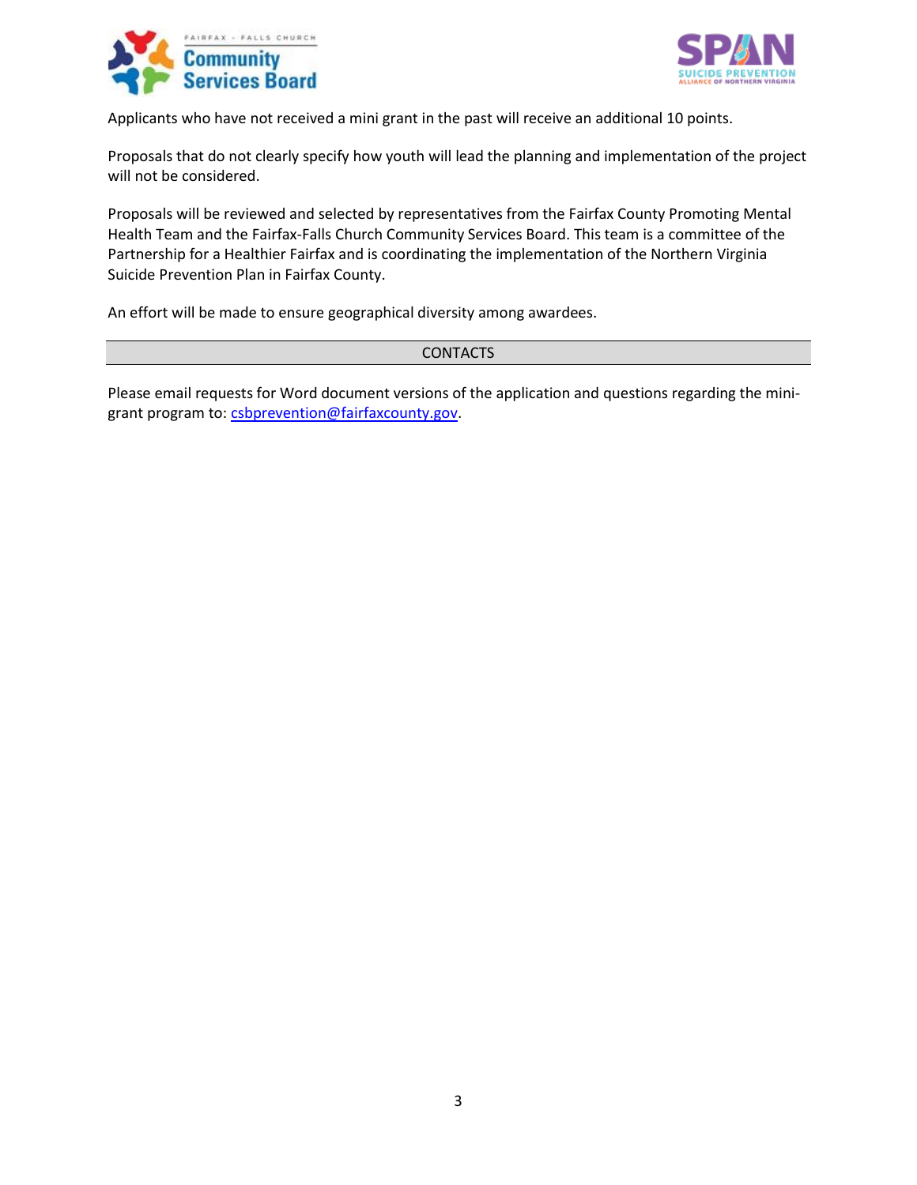Applicants who have not received a mini grant in the past will receive an additional 10 points.

Proposals that do not clearly specify how youth will lead the planning and implementation of the project will not be considered.

Proposals will be reviewed and selected by representatives from the Fairfax County Promoting Mental Health Team and the Fairfax-Falls Church Community Services Board. This team is a committee of the Partnership for a Healthier Fairfax and is coordinating the implementation of the Northern Virginia Suicide Prevention Plan in Fairfax County.

An effort will be made to ensure geographical diversity among awardees.

## CONTACTS

Please email requests for Word document versions of the application and questions regarding the mini-grant program to: csbprevention@fairfaxcounty.gov.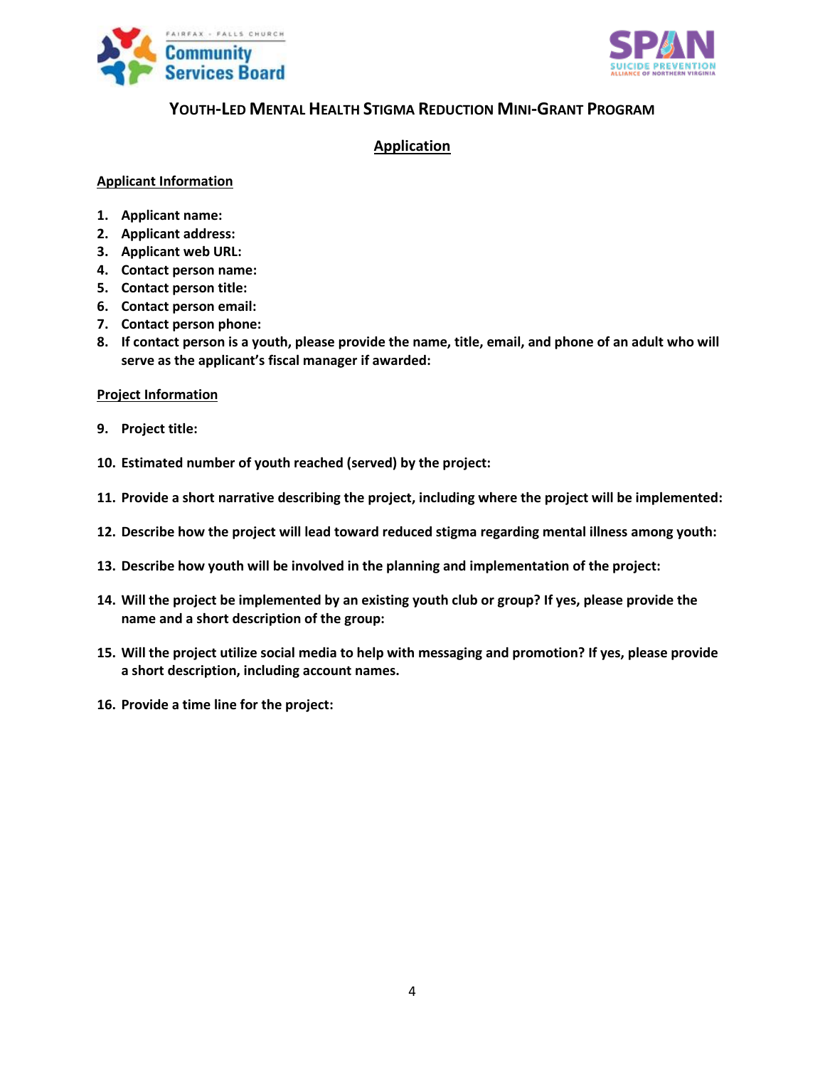# YOUTH-LED MENTAL HEALTH STIGMA REDUCTION MINI-GRANT PROGRAM

## Application

### Applicant Information

1. **Applicant name:**
2. **Applicant address:**
3. **Applicant web URL:**
4. **Contact person name:**
5. **Contact person title:**
6. **Contact person email:**
7. **Contact person phone:**
8. **If contact person is a youth, please provide the name, title, email, and phone of an adult who will serve as the applicant's fiscal manager if awarded:**

### Project Information

9. **Project title:**

10. **Estimated number of youth reached (served) by the project:**

11. **Provide a short narrative describing the project, including where the project will be implemented:**

12. **Describe how the project will lead toward reduced stigma regarding mental illness among youth:**

13. **Describe how youth will be involved in the planning and implementation of the project:**

14. **Will the project be implemented by an existing youth club or group? If yes, please provide the name and a short description of the group:**

15. **Will the project utilize social media to help with messaging and promotion? If yes, please provide a short description, including account names.**

16. **Provide a time line for the project:**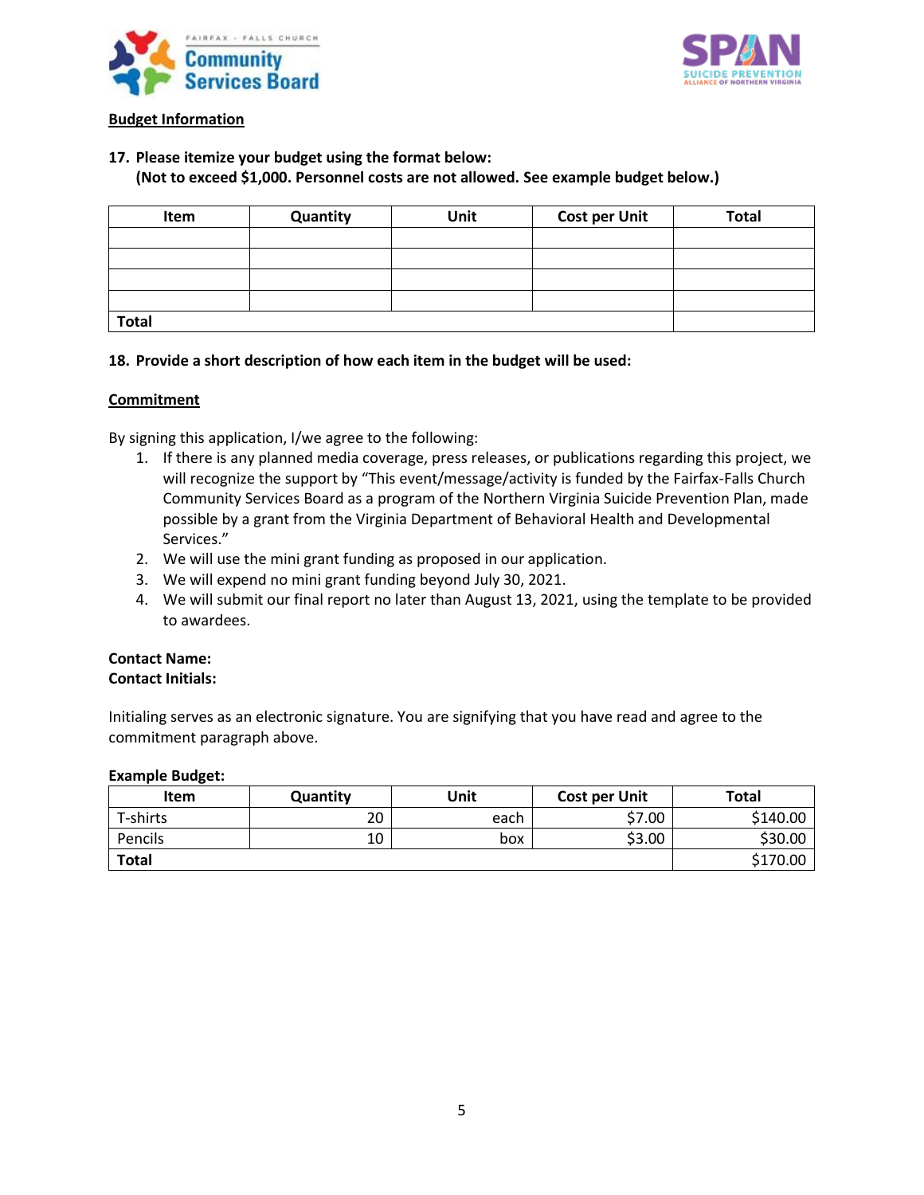## Budget Information

**17. Please itemize your budget using the format below:**
**(Not to exceed $1,000. Personnel costs are not allowed. See example budget below.)**

| Item | Quantity | Unit | Cost per Unit | Total |
|---|---|---|---|---|
| | | | | |
| | | | | |
| | | | | |
| | | | | |
| **Total** | | | | |

**18. Provide a short description of how each item in the budget will be used:**

## Commitment

By signing this application, I/we agree to the following:

1. If there is any planned media coverage, press releases, or publications regarding this project, we will recognize the support by "This event/message/activity is funded by the Fairfax-Falls Church Community Services Board as a program of the Northern Virginia Suicide Prevention Plan, made possible by a grant from the Virginia Department of Behavioral Health and Developmental Services."
2. We will use the mini grant funding as proposed in our application.
3. We will expend no mini grant funding beyond July 30, 2021.
4. We will submit our final report no later than August 13, 2021, using the template to be provided to awardees.

**Contact Name:**
**Contact Initials:**

Initialing serves as an electronic signature. You are signifying that you have read and agree to the commitment paragraph above.

**Example Budget:**

| Item | Quantity | Unit | Cost per Unit | Total |
|---|---|---|---|---|
| T-shirts | 20 | each | $7.00 | $140.00 |
| Pencils | 10 | box | $3.00 | $30.00 |
| **Total** | | | | $170.00 |